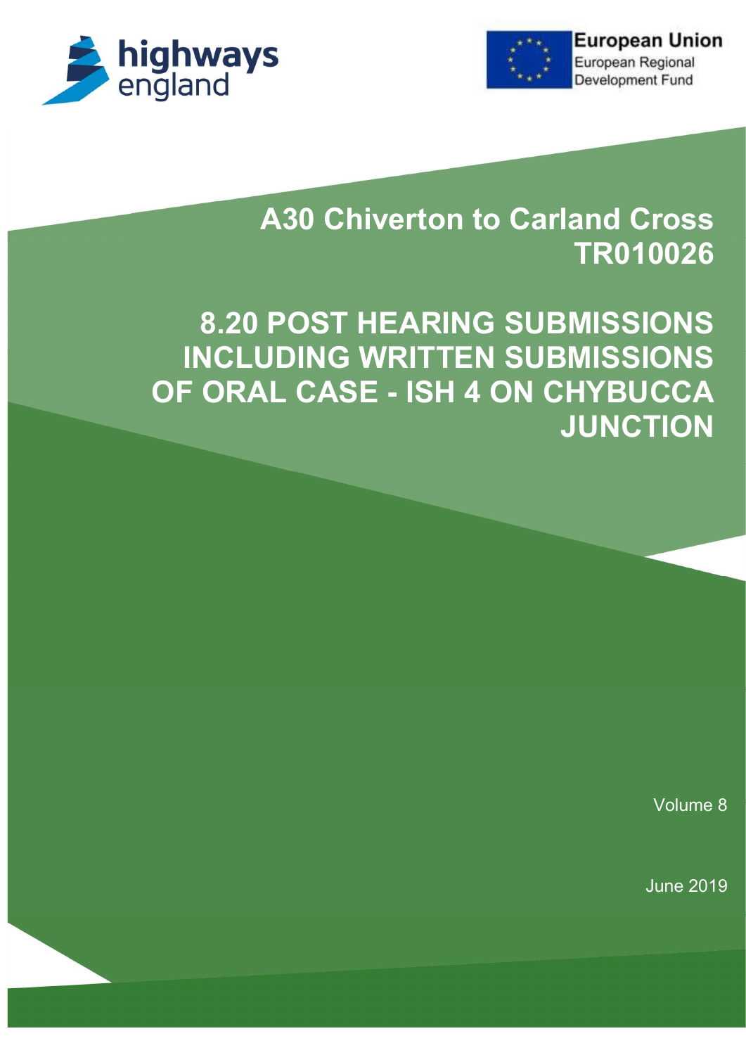highways england

**European Union**
European Regional
Development Fund

# A30 Chiverton to Carland Cross
# TR010026

# 8.20 POST HEARING SUBMISSIONS INCLUDING WRITTEN SUBMISSIONS OF ORAL CASE - ISH 4 ON CHYBUCCA JUNCTION

Volume 8

June 2019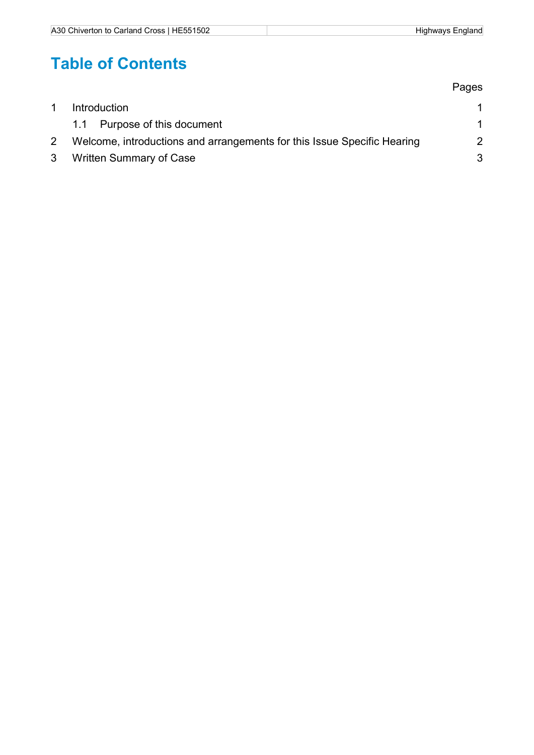# Table of Contents

| | | Pages |
|---|---|---|
| 1 | Introduction | 1 |
| | 1.1 Purpose of this document | 1 |
| 2 | Welcome, introductions and arrangements for this Issue Specific Hearing | 2 |
| 3 | Written Summary of Case | 3 |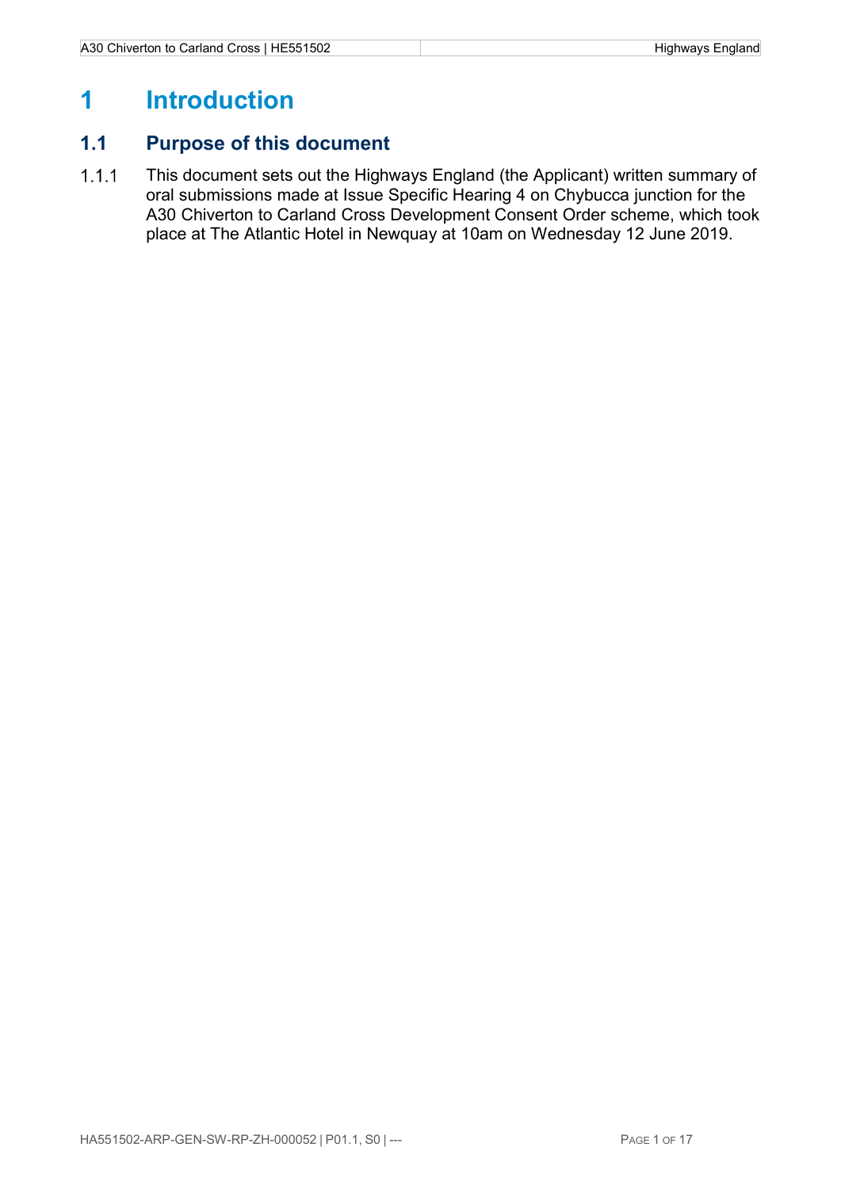# 1 Introduction

## 1.1 Purpose of this document

1.1.1 This document sets out the Highways England (the Applicant) written summary of oral submissions made at Issue Specific Hearing 4 on Chybucca junction for the A30 Chiverton to Carland Cross Development Consent Order scheme, which took place at The Atlantic Hotel in Newquay at 10am on Wednesday 12 June 2019.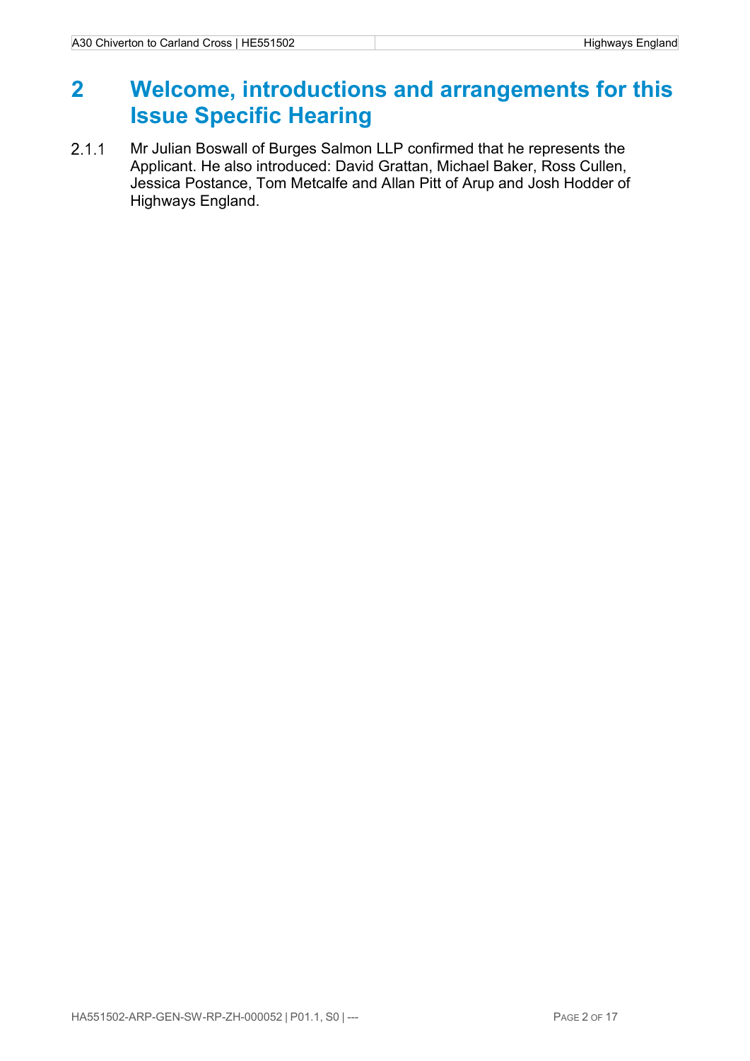# 2 Welcome, introductions and arrangements for this Issue Specific Hearing

2.1.1 Mr Julian Boswall of Burges Salmon LLP confirmed that he represents the Applicant. He also introduced: David Grattan, Michael Baker, Ross Cullen, Jessica Postance, Tom Metcalfe and Allan Pitt of Arup and Josh Hodder of Highways England.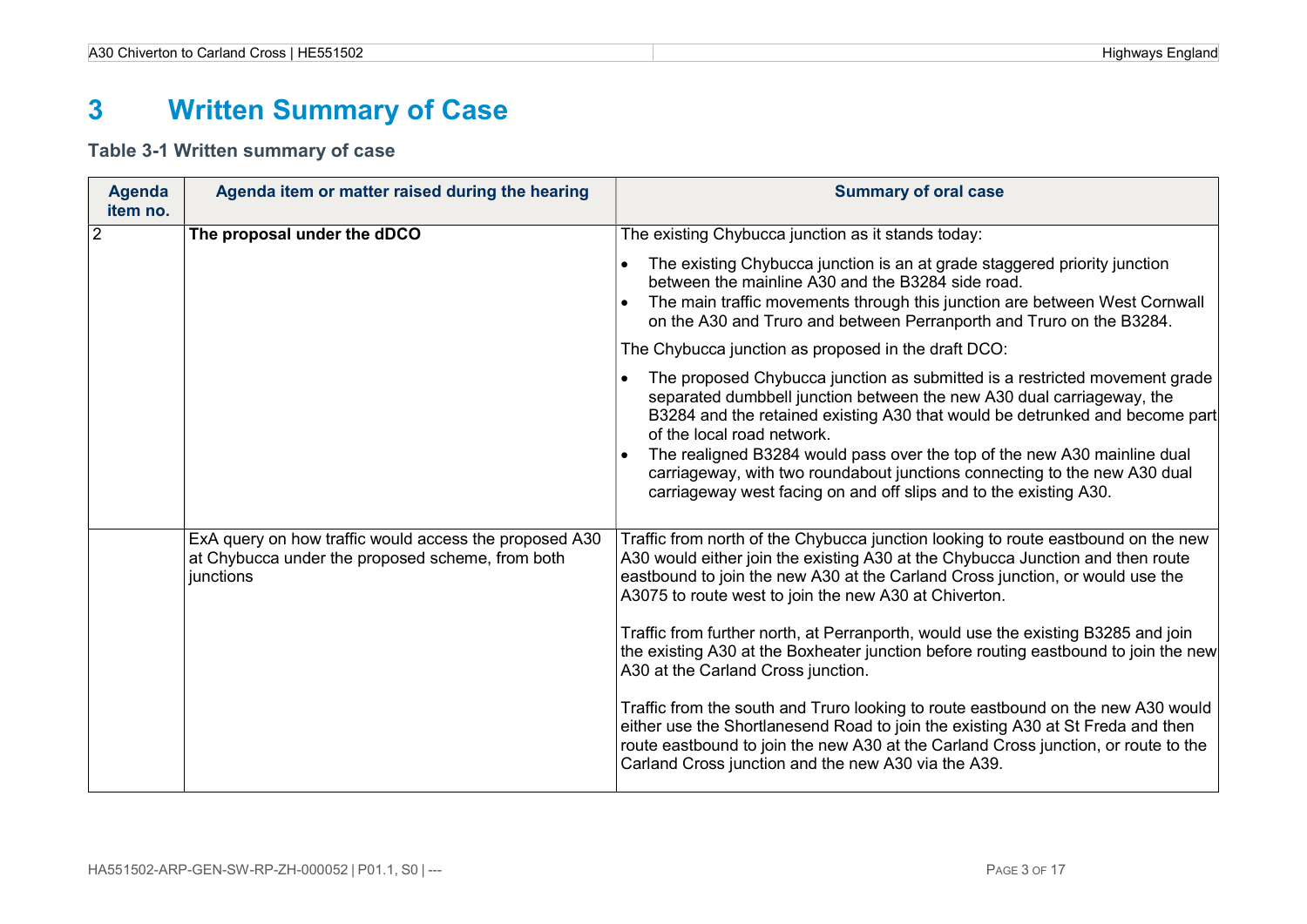# 3 Written Summary of Case

### Table 3-1 Written summary of case

| Agenda item no. | Agenda item or matter raised during the hearing | Summary of oral case |
|---|---|---|
| 2 | **The proposal under the dDCO** | The existing Chybucca junction as it stands today:<br>• The existing Chybucca junction is an at grade staggered priority junction between the mainline A30 and the B3284 side road.<br>• The main traffic movements through this junction are between West Cornwall on the A30 and Truro and between Perranporth and Truro on the B3284.<br>The Chybucca junction as proposed in the draft DCO:<br>• The proposed Chybucca junction as submitted is a restricted movement grade separated dumbbell junction between the new A30 dual carriageway, the B3284 and the retained existing A30 that would be detrunked and become part of the local road network.<br>• The realigned B3284 would pass over the top of the new A30 mainline dual carriageway, with two roundabout junctions connecting to the new A30 dual carriageway west facing on and off slips and to the existing A30. |
| | ExA query on how traffic would access the proposed A30 at Chybucca under the proposed scheme, from both junctions | Traffic from north of the Chybucca junction looking to route eastbound on the new A30 would either join the existing A30 at the Chybucca Junction and then route eastbound to join the new A30 at the Carland Cross junction, or would use the A3075 to route west to join the new A30 at Chiverton.<br><br>Traffic from further north, at Perranporth, would use the existing B3285 and join the existing A30 at the Boxheater junction before routing eastbound to join the new A30 at the Carland Cross junction.<br><br>Traffic from the south and Truro looking to route eastbound on the new A30 would either use the Shortlanesend Road to join the existing A30 at St Freda and then route eastbound to join the new A30 at the Carland Cross junction, or route to the Carland Cross junction and the new A30 via the A39. |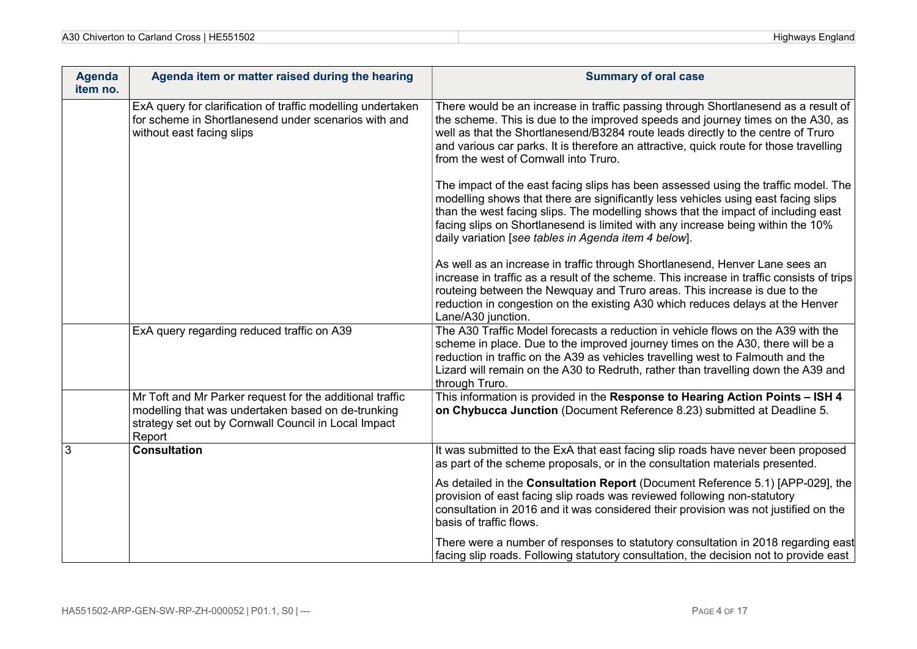| Agenda item no. | Agenda item or matter raised during the hearing | Summary of oral case |
|---|---|---|
| | ExA query for clarification of traffic modelling undertaken for scheme in Shortlanesend under scenarios with and without east facing slips | There would be an increase in traffic passing through Shortlanesend as a result of the scheme. This is due to the improved speeds and journey times on the A30, as well as that the Shortlanesend/B3284 route leads directly to the centre of Truro and various car parks. It is therefore an attractive, quick route for those travelling from the west of Cornwall into Truro.<br><br>The impact of the east facing slips has been assessed using the traffic model. The modelling shows that there are significantly less vehicles using east facing slips than the west facing slips. The modelling shows that the impact of including east facing slips on Shortlanesend is limited with any increase being within the 10% daily variation [*see tables in Agenda item 4 below*].<br><br>As well as an increase in traffic through Shortlanesend, Henver Lane sees an increase in traffic as a result of the scheme. This increase in traffic consists of trips routeing between the Newquay and Truro areas. This increase is due to the reduction in congestion on the existing A30 which reduces delays at the Henver Lane/A30 junction. |
| | ExA query regarding reduced traffic on A39 | The A30 Traffic Model forecasts a reduction in vehicle flows on the A39 with the scheme in place. Due to the improved journey times on the A30, there will be a reduction in traffic on the A39 as vehicles travelling west to Falmouth and the Lizard will remain on the A30 to Redruth, rather than travelling down the A39 and through Truro. |
| | Mr Toft and Mr Parker request for the additional traffic modelling that was undertaken based on de-trunking strategy set out by Cornwall Council in Local Impact Report | This information is provided in the **Response to Hearing Action Points – ISH 4 on Chybucca Junction** (Document Reference 8.23) submitted at Deadline 5. |
| 3 | **Consultation** | It was submitted to the ExA that east facing slip roads have never been proposed as part of the scheme proposals, or in the consultation materials presented.<br><br>As detailed in the **Consultation Report** (Document Reference 5.1) [APP-029], the provision of east facing slip roads was reviewed following non-statutory consultation in 2016 and it was considered their provision was not justified on the basis of traffic flows.<br><br>There were a number of responses to statutory consultation in 2018 regarding east facing slip roads. Following statutory consultation, the decision not to provide east |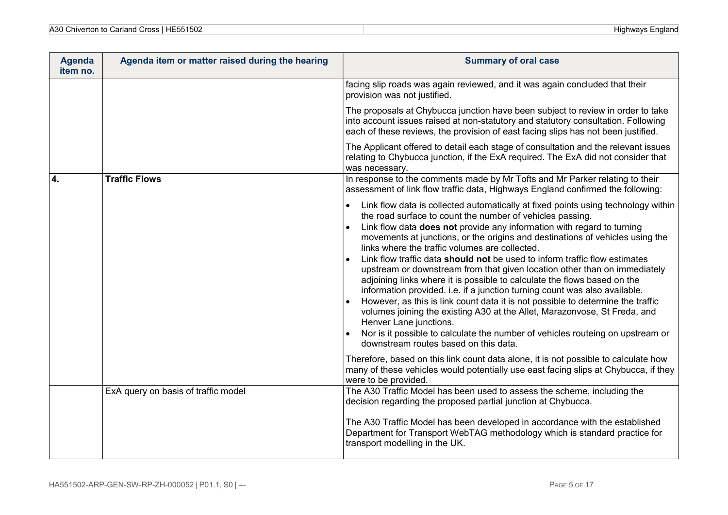| Agenda item no. | Agenda item or matter raised during the hearing | Summary of oral case |
|---|---|---|
| | | facing slip roads was again reviewed, and it was again concluded that their provision was not justified.<br><br>The proposals at Chybucca junction have been subject to review in order to take into account issues raised at non-statutory and statutory consultation. Following each of these reviews, the provision of east facing slips has not been justified.<br><br>The Applicant offered to detail each stage of consultation and the relevant issues relating to Chybucca junction, if the ExA required. The ExA did not consider that was necessary. |
| **4.** | **Traffic Flows** | In response to the comments made by Mr Tofts and Mr Parker relating to their assessment of link flow traffic data, Highways England confirmed the following:<br><br>• Link flow data is collected automatically at fixed points using technology within the road surface to count the number of vehicles passing.<br>• Link flow data **does not** provide any information with regard to turning movements at junctions, or the origins and destinations of vehicles using the links where the traffic volumes are collected.<br>• Link flow traffic data **should not** be used to inform traffic flow estimates upstream or downstream from that given location other than on immediately adjoining links where it is possible to calculate the flows based on the information provided. i.e. if a junction turning count was also available.<br>• However, as this is link count data it is not possible to determine the traffic volumes joining the existing A30 at the Allet, Marazonvose, St Freda, and Henver Lane junctions.<br>• Nor is it possible to calculate the number of vehicles routeing on upstream or downstream routes based on this data.<br><br>Therefore, based on this link count data alone, it is not possible to calculate how many of these vehicles would potentially use east facing slips at Chybucca, if they were to be provided. |
| | ExA query on basis of traffic model | The A30 Traffic Model has been used to assess the scheme, including the decision regarding the proposed partial junction at Chybucca.<br><br>The A30 Traffic Model has been developed in accordance with the established Department for Transport WebTAG methodology which is standard practice for transport modelling in the UK. |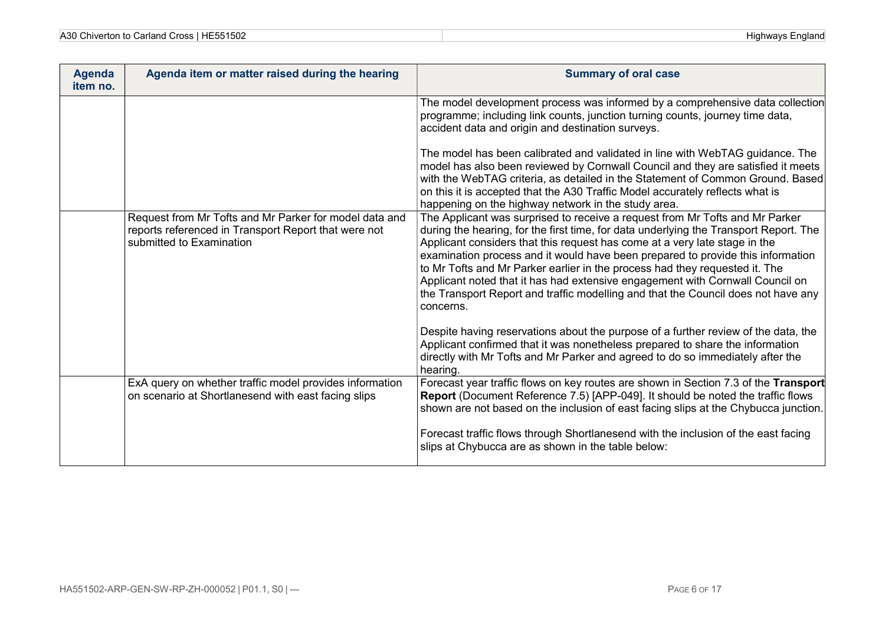| Agenda item no. | Agenda item or matter raised during the hearing | Summary of oral case |
|---|---|---|
| | | The model development process was informed by a comprehensive data collection programme; including link counts, junction turning counts, journey time data, accident data and origin and destination surveys.<br><br>The model has been calibrated and validated in line with WebTAG guidance. The model has also been reviewed by Cornwall Council and they are satisfied it meets with the WebTAG criteria, as detailed in the Statement of Common Ground. Based on this it is accepted that the A30 Traffic Model accurately reflects what is happening on the highway network in the study area. |
| | Request from Mr Tofts and Mr Parker for model data and reports referenced in Transport Report that were not submitted to Examination | The Applicant was surprised to receive a request from Mr Tofts and Mr Parker during the hearing, for the first time, for data underlying the Transport Report. The Applicant considers that this request has come at a very late stage in the examination process and it would have been prepared to provide this information to Mr Tofts and Mr Parker earlier in the process had they requested it. The Applicant noted that it has had extensive engagement with Cornwall Council on the Transport Report and traffic modelling and that the Council does not have any concerns.<br><br>Despite having reservations about the purpose of a further review of the data, the Applicant confirmed that it was nonetheless prepared to share the information directly with Mr Tofts and Mr Parker and agreed to do so immediately after the hearing. |
| | ExA query on whether traffic model provides information on scenario at Shortlanesend with east facing slips | Forecast year traffic flows on key routes are shown in Section 7.3 of the **Transport Report** (Document Reference 7.5) [APP-049]. It should be noted the traffic flows shown are not based on the inclusion of east facing slips at the Chybucca junction.<br><br>Forecast traffic flows through Shortlanesend with the inclusion of the east facing slips at Chybucca are as shown in the table below: |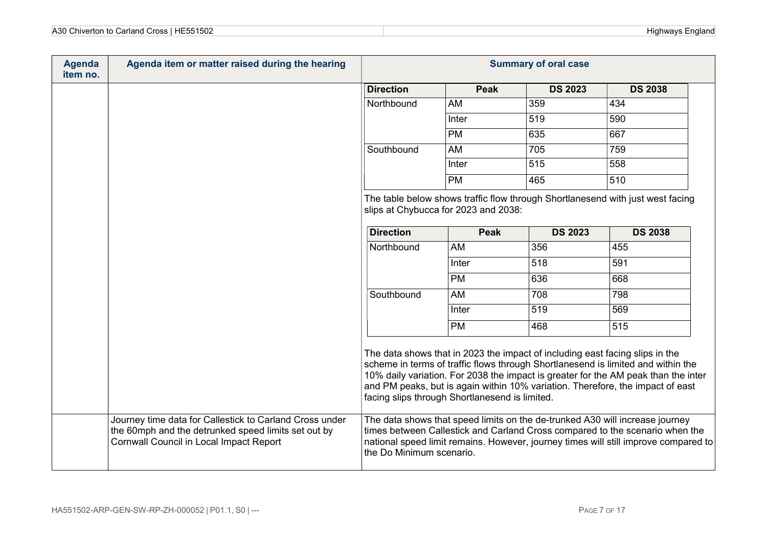| Agenda item no. | Agenda item or matter raised during the hearing | Summary of oral case |
|---|---|---|
| | | *(continued — tables and text below)* |
| | Journey time data for Callestick to Carland Cross under the 60mph and the detrunked speed limits set out by Cornwall Council in Local Impact Report | The data shows that speed limits on the de-trunked A30 will increase journey times between Callestick and Carland Cross compared to the scenario when the national speed limit remains. However, journey times will still improve compared to the Do Minimum scenario. |

| Direction | Peak | DS 2023 | DS 2038 |
|---|---|---|---|
| Northbound | AM | 359 | 434 |
| | Inter | 519 | 590 |
| | PM | 635 | 667 |
| Southbound | AM | 705 | 759 |
| | Inter | 515 | 558 |
| | PM | 465 | 510 |

The table below shows traffic flow through Shortlanesend with just west facing slips at Chybucca for 2023 and 2038:

| Direction | Peak | DS 2023 | DS 2038 |
|---|---|---|---|
| Northbound | AM | 356 | 455 |
| | Inter | 518 | 591 |
| | PM | 636 | 668 |
| Southbound | AM | 708 | 798 |
| | Inter | 519 | 569 |
| | PM | 468 | 515 |

The data shows that in 2023 the impact of including east facing slips in the scheme in terms of traffic flows through Shortlanesend is limited and within the 10% daily variation. For 2038 the impact is greater for the AM peak than the inter and PM peaks, but is again within 10% variation. Therefore, the impact of east facing slips through Shortlanesend is limited.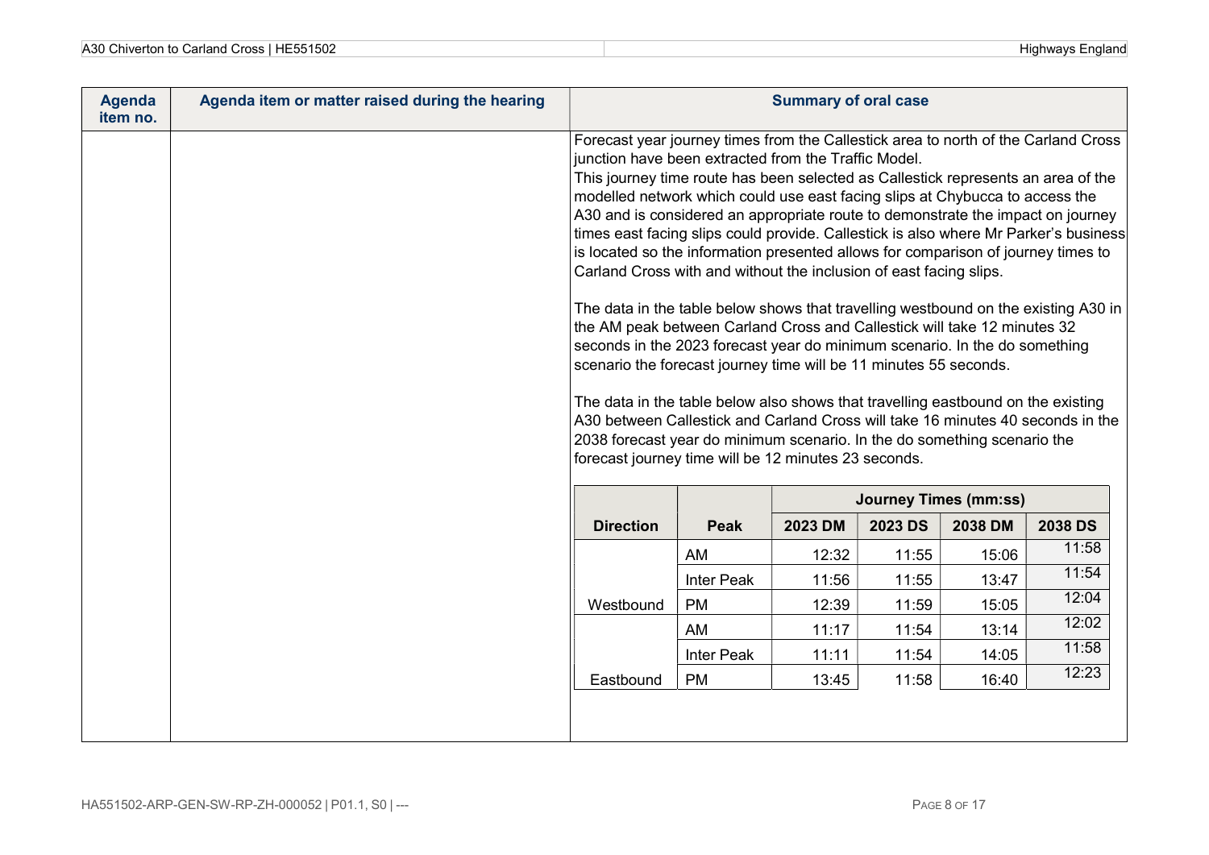| Agenda item no. | Agenda item or matter raised during the hearing | Summary of oral case |
|---|---|---|
| | | Forecast year journey times from the Callestick area to north of the Carland Cross junction have been extracted from the Traffic Model.<br>This journey time route has been selected as Callestick represents an area of the modelled network which could use east facing slips at Chybucca to access the A30 and is considered an appropriate route to demonstrate the impact on journey times east facing slips could provide. Callestick is also where Mr Parker's business is located so the information presented allows for comparison of journey times to Carland Cross with and without the inclusion of east facing slips.<br><br>The data in the table below shows that travelling westbound on the existing A30 in the AM peak between Carland Cross and Callestick will take 12 minutes 32 seconds in the 2023 forecast year do minimum scenario. In the do something scenario the forecast journey time will be 11 minutes 55 seconds.<br><br>The data in the table below also shows that travelling eastbound on the existing A30 between Callestick and Carland Cross will take 16 minutes 40 seconds in the 2038 forecast year do minimum scenario. In the do something scenario the forecast journey time will be 12 minutes 23 seconds. |

| Direction | Peak | Journey Times (mm:ss) | | | |
|---|---|---|---|---|---|
| | | 2023 DM | 2023 DS | 2038 DM | 2038 DS |
| Westbound | AM | 12:32 | 11:55 | 15:06 | 11:58 |
| | Inter Peak | 11:56 | 11:55 | 13:47 | 11:54 |
| | PM | 12:39 | 11:59 | 15:05 | 12:04 |
| Eastbound | AM | 11:17 | 11:54 | 13:14 | 12:02 |
| | Inter Peak | 11:11 | 11:54 | 14:05 | 11:58 |
| | PM | 13:45 | 11:58 | 16:40 | 12:23 |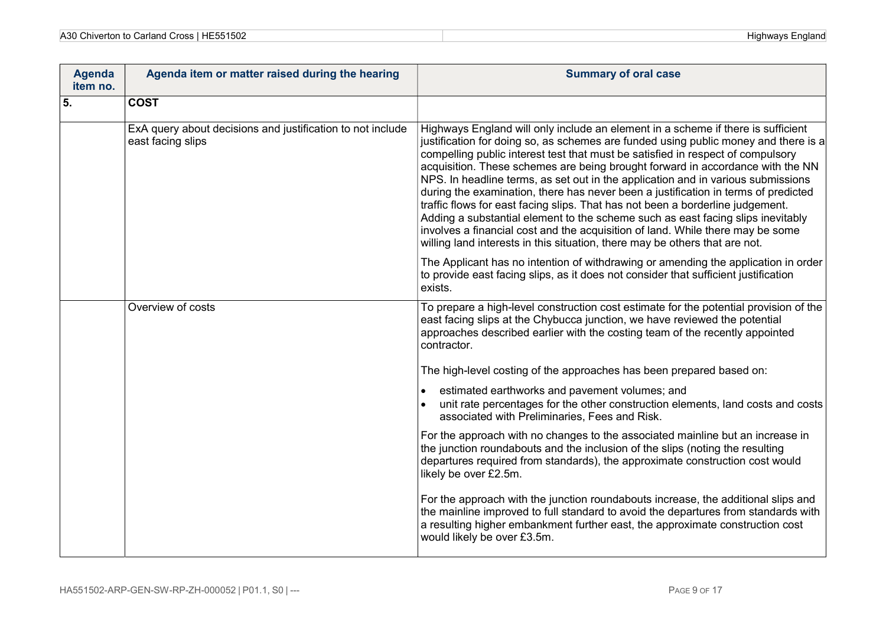| Agenda item no. | Agenda item or matter raised during the hearing | Summary of oral case |
|---|---|---|
| **5.** | **COST** | |
| | ExA query about decisions and justification to not include east facing slips | Highways England will only include an element in a scheme if there is sufficient justification for doing so, as schemes are funded using public money and there is a compelling public interest test that must be satisfied in respect of compulsory acquisition. These schemes are being brought forward in accordance with the NN NPS. In headline terms, as set out in the application and in various submissions during the examination, there has never been a justification in terms of predicted traffic flows for east facing slips. That has not been a borderline judgement. Adding a substantial element to the scheme such as east facing slips inevitably involves a financial cost and the acquisition of land. While there may be some willing land interests in this situation, there may be others that are not.<br><br>The Applicant has no intention of withdrawing or amending the application in order to provide east facing slips, as it does not consider that sufficient justification exists. |
| | Overview of costs | To prepare a high-level construction cost estimate for the potential provision of the east facing slips at the Chybucca junction, we have reviewed the potential approaches described earlier with the costing team of the recently appointed contractor.<br><br>The high-level costing of the approaches has been prepared based on:<br><br>• estimated earthworks and pavement volumes; and<br>• unit rate percentages for the other construction elements, land costs and costs associated with Preliminaries, Fees and Risk.<br><br>For the approach with no changes to the associated mainline but an increase in the junction roundabouts and the inclusion of the slips (noting the resulting departures required from standards), the approximate construction cost would likely be over £2.5m.<br><br>For the approach with the junction roundabouts increase, the additional slips and the mainline improved to full standard to avoid the departures from standards with a resulting higher embankment further east, the approximate construction cost would likely be over £3.5m. |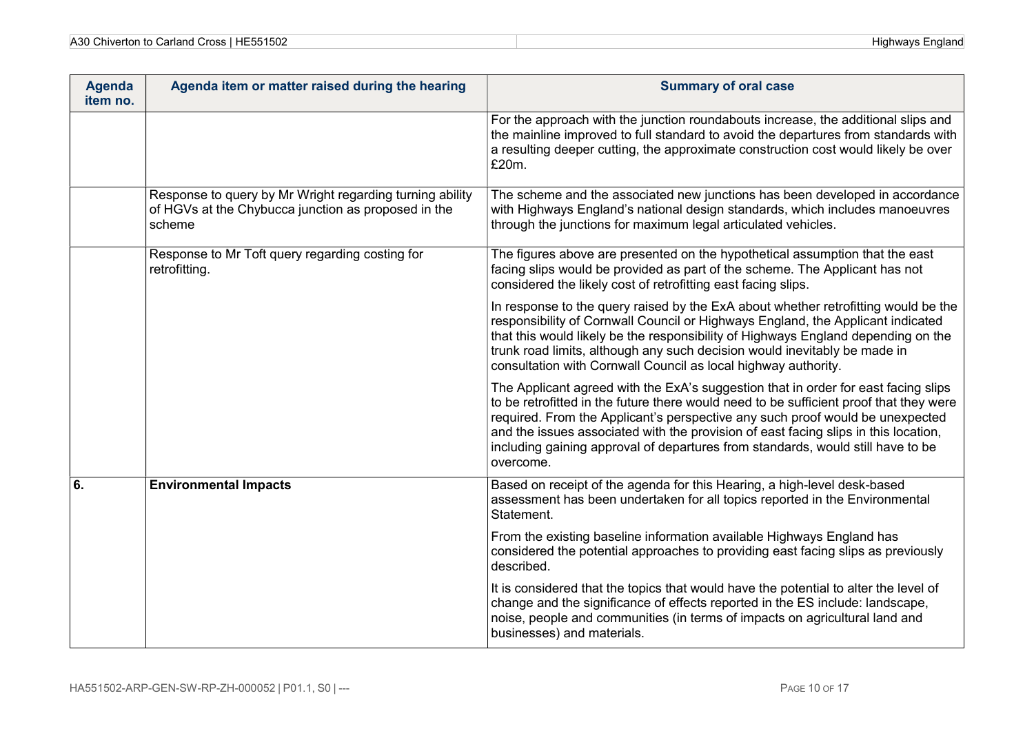| Agenda item no. | Agenda item or matter raised during the hearing | Summary of oral case |
| --- | --- | --- |
| | | For the approach with the junction roundabouts increase, the additional slips and the mainline improved to full standard to avoid the departures from standards with a resulting deeper cutting, the approximate construction cost would likely be over £20m. |
| | Response to query by Mr Wright regarding turning ability of HGVs at the Chybucca junction as proposed in the scheme | The scheme and the associated new junctions has been developed in accordance with Highways England's national design standards, which includes manoeuvres through the junctions for maximum legal articulated vehicles. |
| | Response to Mr Toft query regarding costing for retrofitting. | The figures above are presented on the hypothetical assumption that the east facing slips would be provided as part of the scheme. The Applicant has not considered the likely cost of retrofitting east facing slips.<br><br>In response to the query raised by the ExA about whether retrofitting would be the responsibility of Cornwall Council or Highways England, the Applicant indicated that this would likely be the responsibility of Highways England depending on the trunk road limits, although any such decision would inevitably be made in consultation with Cornwall Council as local highway authority.<br><br>The Applicant agreed with the ExA's suggestion that in order for east facing slips to be retrofitted in the future there would need to be sufficient proof that they were required. From the Applicant's perspective any such proof would be unexpected and the issues associated with the provision of east facing slips in this location, including gaining approval of departures from standards, would still have to be overcome. |
| **6.** | **Environmental Impacts** | Based on receipt of the agenda for this Hearing, a high-level desk-based assessment has been undertaken for all topics reported in the Environmental Statement.<br><br>From the existing baseline information available Highways England has considered the potential approaches to providing east facing slips as previously described.<br><br>It is considered that the topics that would have the potential to alter the level of change and the significance of effects reported in the ES include: landscape, noise, people and communities (in terms of impacts on agricultural land and businesses) and materials. |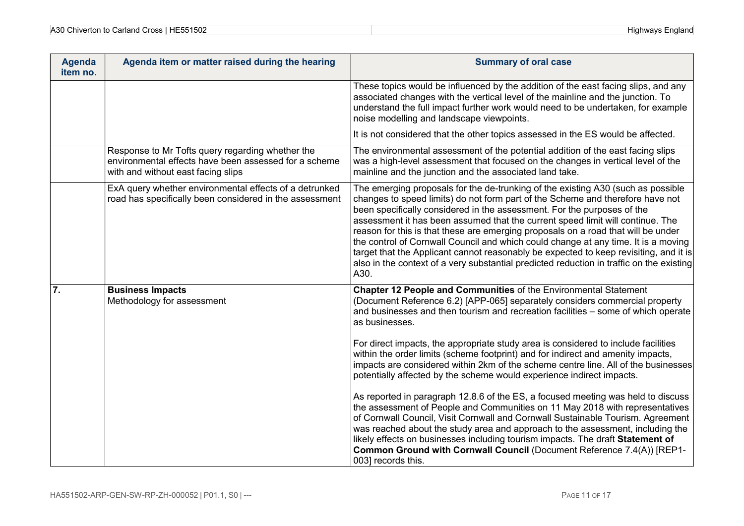| Agenda item no. | Agenda item or matter raised during the hearing | Summary of oral case |
|---|---|---|
| | | These topics would be influenced by the addition of the east facing slips, and any associated changes with the vertical level of the mainline and the junction. To understand the full impact further work would need to be undertaken, for example noise modelling and landscape viewpoints.<br><br>It is not considered that the other topics assessed in the ES would be affected. |
| | Response to Mr Tofts query regarding whether the environmental effects have been assessed for a scheme with and without east facing slips | The environmental assessment of the potential addition of the east facing slips was a high-level assessment that focused on the changes in vertical level of the mainline and the junction and the associated land take. |
| | ExA query whether environmental effects of a detrunked road has specifically been considered in the assessment | The emerging proposals for the de-trunking of the existing A30 (such as possible changes to speed limits) do not form part of the Scheme and therefore have not been specifically considered in the assessment. For the purposes of the assessment it has been assumed that the current speed limit will continue. The reason for this is that these are emerging proposals on a road that will be under the control of Cornwall Council and which could change at any time. It is a moving target that the Applicant cannot reasonably be expected to keep revisiting, and it is also in the context of a very substantial predicted reduction in traffic on the existing A30. |
| **7.** | **Business Impacts**<br>Methodology for assessment | **Chapter 12 People and Communities** of the Environmental Statement (Document Reference 6.2) [APP-065] separately considers commercial property and businesses and then tourism and recreation facilities – some of which operate as businesses.<br><br>For direct impacts, the appropriate study area is considered to include facilities within the order limits (scheme footprint) and for indirect and amenity impacts, impacts are considered within 2km of the scheme centre line. All of the businesses potentially affected by the scheme would experience indirect impacts.<br><br>As reported in paragraph 12.8.6 of the ES, a focused meeting was held to discuss the assessment of People and Communities on 11 May 2018 with representatives of Cornwall Council, Visit Cornwall and Cornwall Sustainable Tourism. Agreement was reached about the study area and approach to the assessment, including the likely effects on businesses including tourism impacts. The draft **Statement of Common Ground with Cornwall Council** (Document Reference 7.4(A)) [REP1-003] records this. |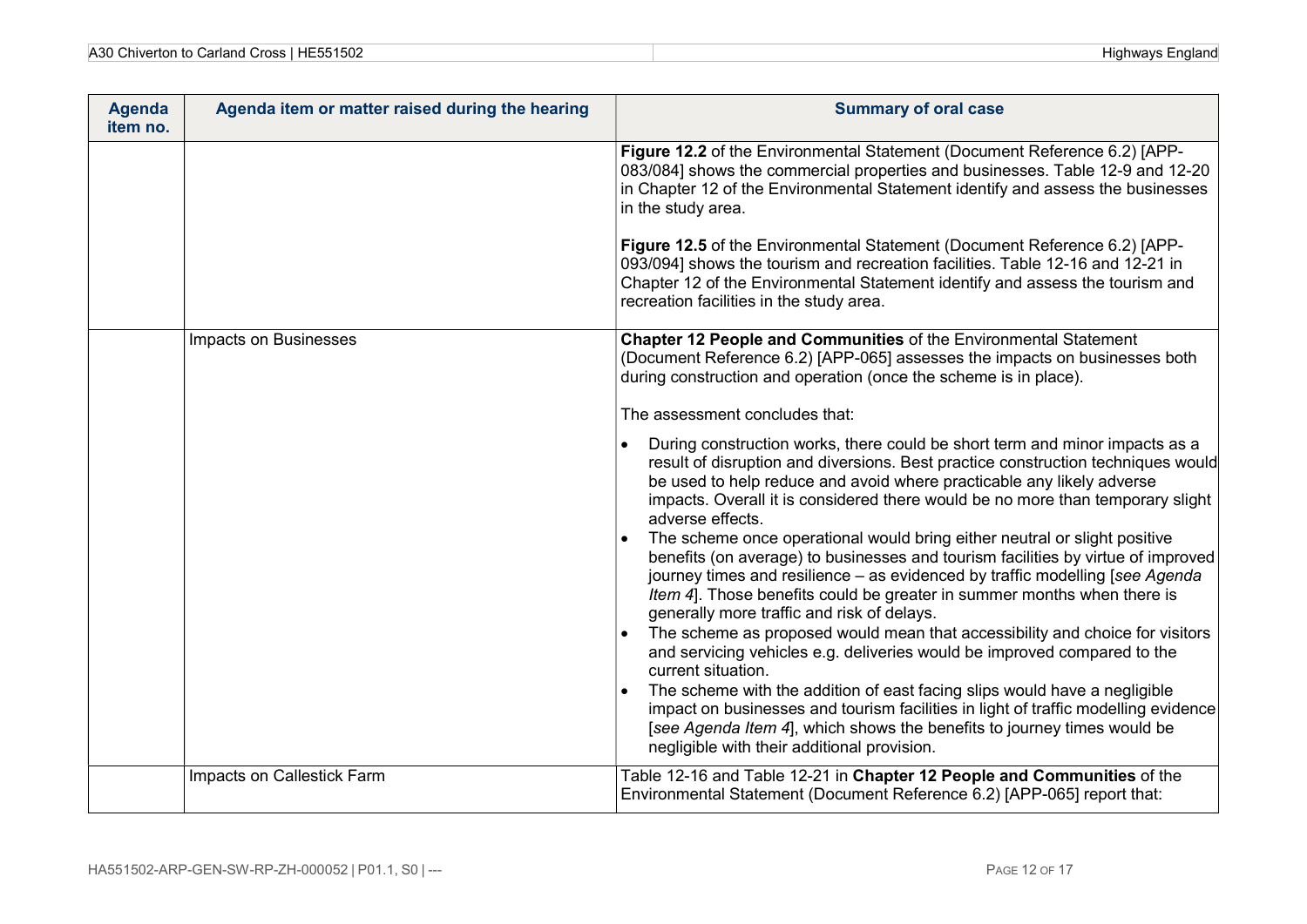| Agenda item no. | Agenda item or matter raised during the hearing | Summary of oral case |
|---|---|---|
| | | **Figure 12.2** of the Environmental Statement (Document Reference 6.2) [APP-083/084] shows the commercial properties and businesses. Table 12-9 and 12-20 in Chapter 12 of the Environmental Statement identify and assess the businesses in the study area.<br><br>**Figure 12.5** of the Environmental Statement (Document Reference 6.2) [APP-093/094] shows the tourism and recreation facilities. Table 12-16 and 12-21 in Chapter 12 of the Environmental Statement identify and assess the tourism and recreation facilities in the study area. |
| | Impacts on Businesses | **Chapter 12 People and Communities** of the Environmental Statement (Document Reference 6.2) [APP-065] assesses the impacts on businesses both during construction and operation (once the scheme is in place).<br><br>The assessment concludes that:<br><br>• During construction works, there could be short term and minor impacts as a result of disruption and diversions. Best practice construction techniques would be used to help reduce and avoid where practicable any likely adverse impacts. Overall it is considered there would be no more than temporary slight adverse effects.<br>• The scheme once operational would bring either neutral or slight positive benefits (on average) to businesses and tourism facilities by virtue of improved journey times and resilience – as evidenced by traffic modelling [*see Agenda Item 4*]. Those benefits could be greater in summer months when there is generally more traffic and risk of delays.<br>• The scheme as proposed would mean that accessibility and choice for visitors and servicing vehicles e.g. deliveries would be improved compared to the current situation.<br>• The scheme with the addition of east facing slips would have a negligible impact on businesses and tourism facilities in light of traffic modelling evidence [*see Agenda Item 4*], which shows the benefits to journey times would be negligible with their additional provision. |
| | Impacts on Callestick Farm | Table 12-16 and Table 12-21 in **Chapter 12 People and Communities** of the Environmental Statement (Document Reference 6.2) [APP-065] report that: |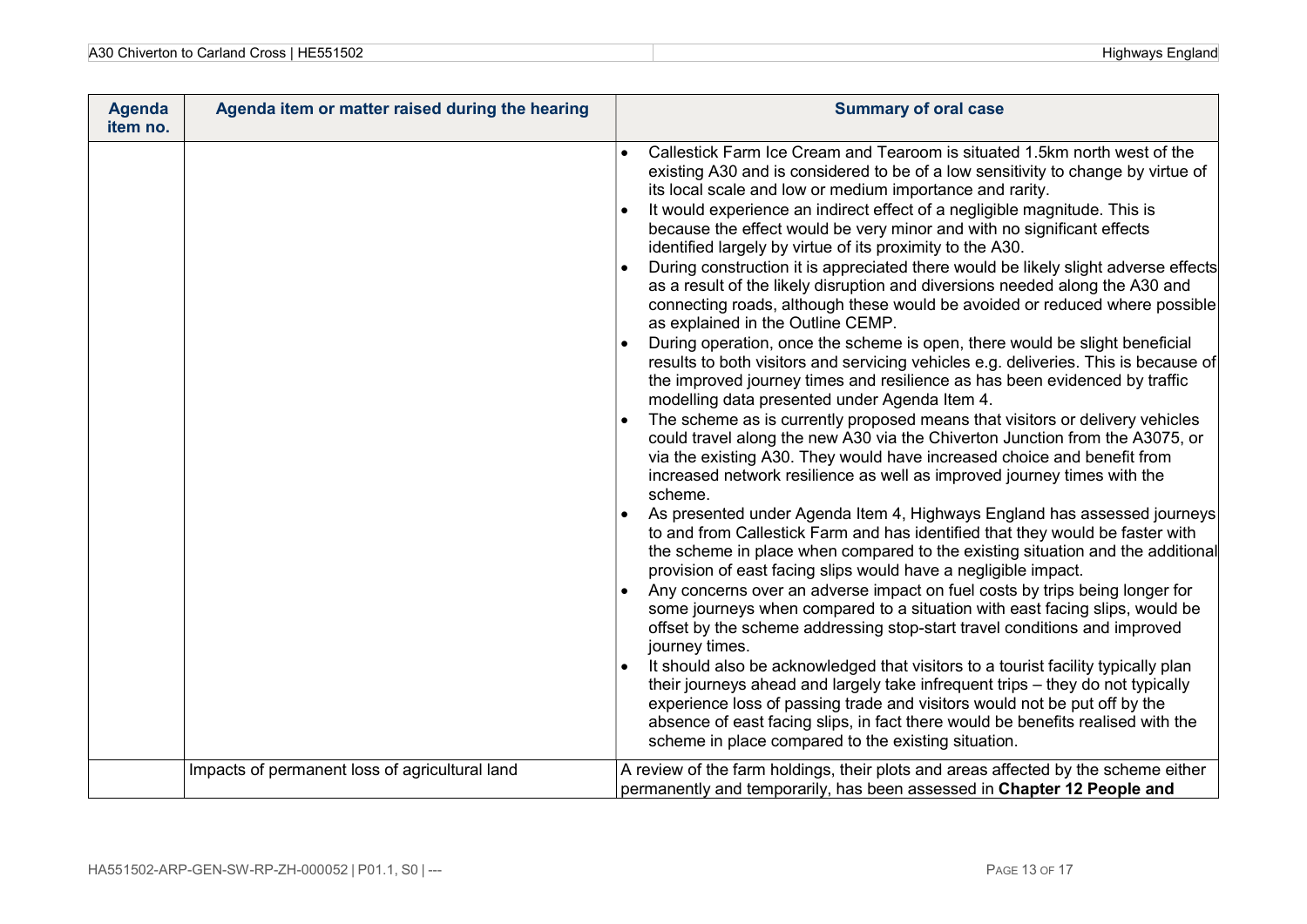| Agenda item no. | Agenda item or matter raised during the hearing | Summary of oral case |
|---|---|---|
| | | • Callestick Farm Ice Cream and Tearoom is situated 1.5km north west of the existing A30 and is considered to be of a low sensitivity to change by virtue of its local scale and low or medium importance and rarity.<br>• It would experience an indirect effect of a negligible magnitude. This is because the effect would be very minor and with no significant effects identified largely by virtue of its proximity to the A30.<br>• During construction it is appreciated there would be likely slight adverse effects as a result of the likely disruption and diversions needed along the A30 and connecting roads, although these would be avoided or reduced where possible as explained in the Outline CEMP.<br>• During operation, once the scheme is open, there would be slight beneficial results to both visitors and servicing vehicles e.g. deliveries. This is because of the improved journey times and resilience as has been evidenced by traffic modelling data presented under Agenda Item 4.<br>• The scheme as is currently proposed means that visitors or delivery vehicles could travel along the new A30 via the Chiverton Junction from the A3075, or via the existing A30. They would have increased choice and benefit from increased network resilience as well as improved journey times with the scheme.<br>• As presented under Agenda Item 4, Highways England has assessed journeys to and from Callestick Farm and has identified that they would be faster with the scheme in place when compared to the existing situation and the additional provision of east facing slips would have a negligible impact.<br>• Any concerns over an adverse impact on fuel costs by trips being longer for some journeys when compared to a situation with east facing slips, would be offset by the scheme addressing stop-start travel conditions and improved journey times.<br>• It should also be acknowledged that visitors to a tourist facility typically plan their journeys ahead and largely take infrequent trips – they do not typically experience loss of passing trade and visitors would not be put off by the absence of east facing slips, in fact there would be benefits realised with the scheme in place compared to the existing situation. |
| | Impacts of permanent loss of agricultural land | A review of the farm holdings, their plots and areas affected by the scheme either permanently and temporarily, has been assessed in **Chapter 12 People and** |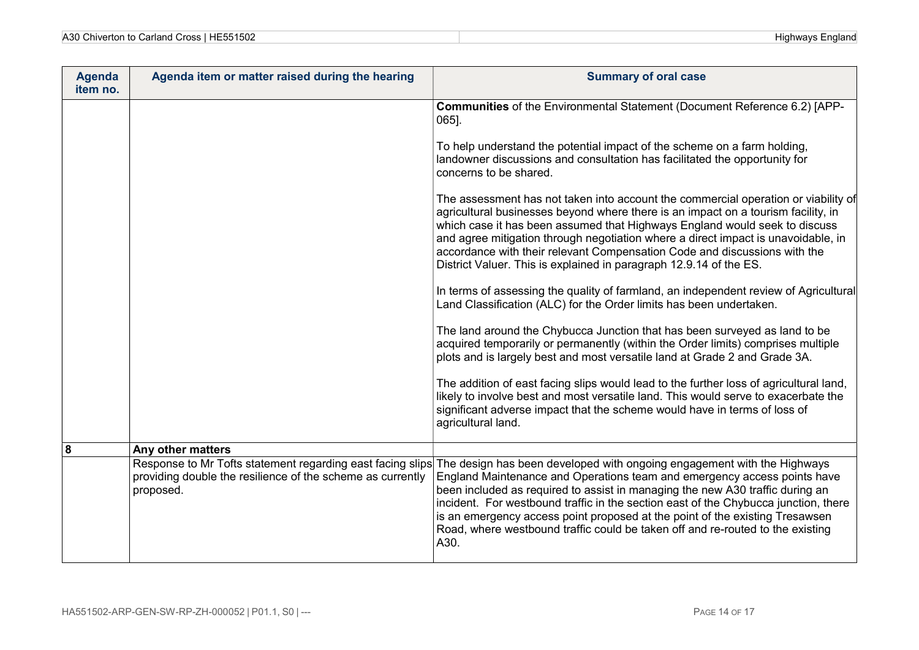| Agenda item no. | Agenda item or matter raised during the hearing | Summary of oral case |
|---|---|---|
| | | **Communities** of the Environmental Statement (Document Reference 6.2) [APP-065].<br><br>To help understand the potential impact of the scheme on a farm holding, landowner discussions and consultation has facilitated the opportunity for concerns to be shared.<br><br>The assessment has not taken into account the commercial operation or viability of agricultural businesses beyond where there is an impact on a tourism facility, in which case it has been assumed that Highways England would seek to discuss and agree mitigation through negotiation where a direct impact is unavoidable, in accordance with their relevant Compensation Code and discussions with the District Valuer. This is explained in paragraph 12.9.14 of the ES.<br><br>In terms of assessing the quality of farmland, an independent review of Agricultural Land Classification (ALC) for the Order limits has been undertaken.<br><br>The land around the Chybucca Junction that has been surveyed as land to be acquired temporarily or permanently (within the Order limits) comprises multiple plots and is largely best and most versatile land at Grade 2 and Grade 3A.<br><br>The addition of east facing slips would lead to the further loss of agricultural land, likely to involve best and most versatile land. This would serve to exacerbate the significant adverse impact that the scheme would have in terms of loss of agricultural land. |
| **8** | **Any other matters** | |
| | Response to Mr Tofts statement regarding east facing slips providing double the resilience of the scheme as currently proposed. | The design has been developed with ongoing engagement with the Highways England Maintenance and Operations team and emergency access points have been included as required to assist in managing the new A30 traffic during an incident. For westbound traffic in the section east of the Chybucca junction, there is an emergency access point proposed at the point of the existing Tresawsen Road, where westbound traffic could be taken off and re-routed to the existing A30. |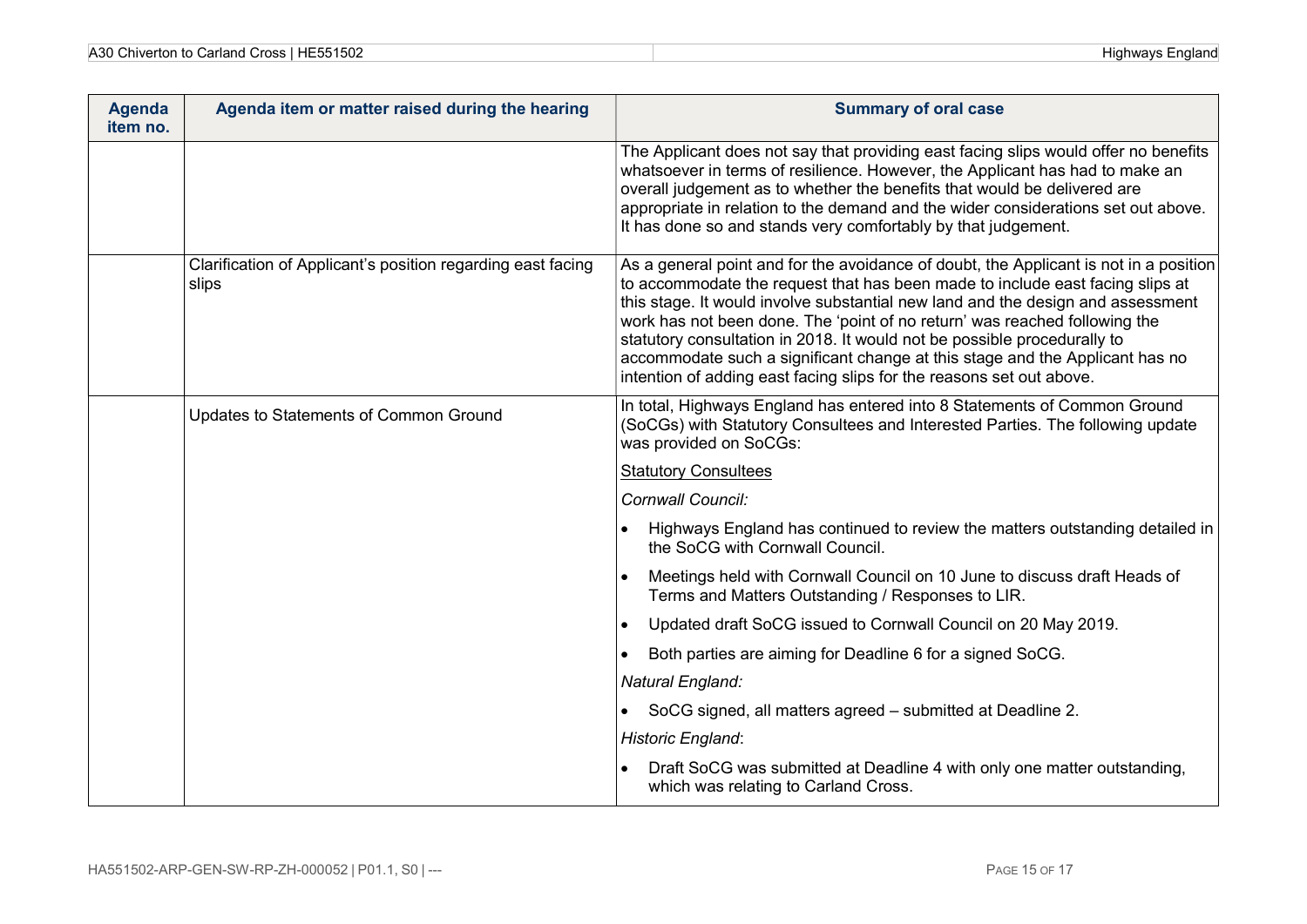| Agenda item no. | Agenda item or matter raised during the hearing | Summary of oral case |
|---|---|---|
| | | The Applicant does not say that providing east facing slips would offer no benefits whatsoever in terms of resilience. However, the Applicant has had to make an overall judgement as to whether the benefits that would be delivered are appropriate in relation to the demand and the wider considerations set out above. It has done so and stands very comfortably by that judgement. |
| | Clarification of Applicant's position regarding east facing slips | As a general point and for the avoidance of doubt, the Applicant is not in a position to accommodate the request that has been made to include east facing slips at this stage. It would involve substantial new land and the design and assessment work has not been done. The 'point of no return' was reached following the statutory consultation in 2018. It would not be possible procedurally to accommodate such a significant change at this stage and the Applicant has no intention of adding east facing slips for the reasons set out above. |
| | Updates to Statements of Common Ground | In total, Highways England has entered into 8 Statements of Common Ground (SoCGs) with Statutory Consultees and Interested Parties. The following update was provided on SoCGs:<br><br><u>Statutory Consultees</u><br><br>*Cornwall Council:*<br><br>• Highways England has continued to review the matters outstanding detailed in the SoCG with Cornwall Council.<br>• Meetings held with Cornwall Council on 10 June to discuss draft Heads of Terms and Matters Outstanding / Responses to LIR.<br>• Updated draft SoCG issued to Cornwall Council on 20 May 2019.<br>• Both parties are aiming for Deadline 6 for a signed SoCG.<br><br>*Natural England:*<br><br>• SoCG signed, all matters agreed – submitted at Deadline 2.<br><br>*Historic England*:<br><br>• Draft SoCG was submitted at Deadline 4 with only one matter outstanding, which was relating to Carland Cross. |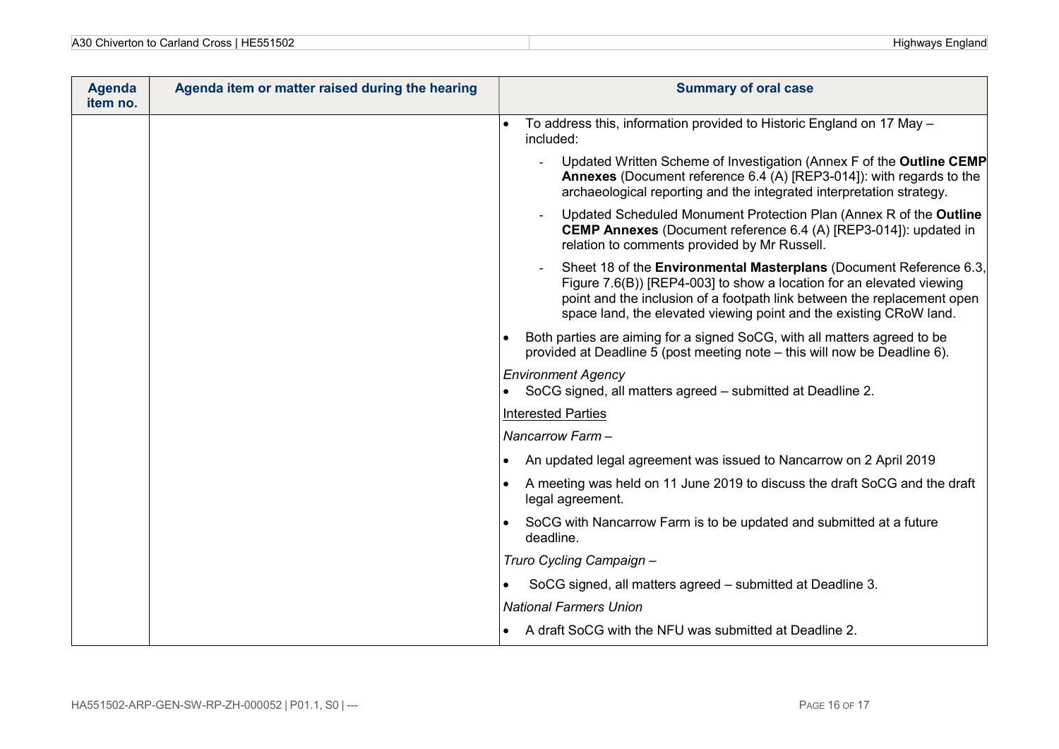| Agenda item no. | Agenda item or matter raised during the hearing | Summary of oral case |
|---|---|---|
| | | • To address this, information provided to Historic England on 17 May – included:<br>- Updated Written Scheme of Investigation (Annex F of the **Outline CEMP Annexes** (Document reference 6.4 (A) [REP3-014]): with regards to the archaeological reporting and the integrated interpretation strategy.<br>- Updated Scheduled Monument Protection Plan (Annex R of the **Outline CEMP Annexes** (Document reference 6.4 (A) [REP3-014]): updated in relation to comments provided by Mr Russell.<br>- Sheet 18 of the **Environmental Masterplans** (Document Reference 6.3, Figure 7.6(B)) [REP4-003] to show a location for an elevated viewing point and the inclusion of a footpath link between the replacement open space land, the elevated viewing point and the existing CRoW land.<br>• Both parties are aiming for a signed SoCG, with all matters agreed to be provided at Deadline 5 (post meeting note – this will now be Deadline 6).<br>*Environment Agency*<br>• SoCG signed, all matters agreed – submitted at Deadline 2.<br><u>Interested Parties</u><br>*Nancarrow Farm –*<br>• An updated legal agreement was issued to Nancarrow on 2 April 2019<br>• A meeting was held on 11 June 2019 to discuss the draft SoCG and the draft legal agreement.<br>• SoCG with Nancarrow Farm is to be updated and submitted at a future deadline.<br>*Truro Cycling Campaign –*<br>• SoCG signed, all matters agreed – submitted at Deadline 3.<br>*National Farmers Union*<br>• A draft SoCG with the NFU was submitted at Deadline 2. |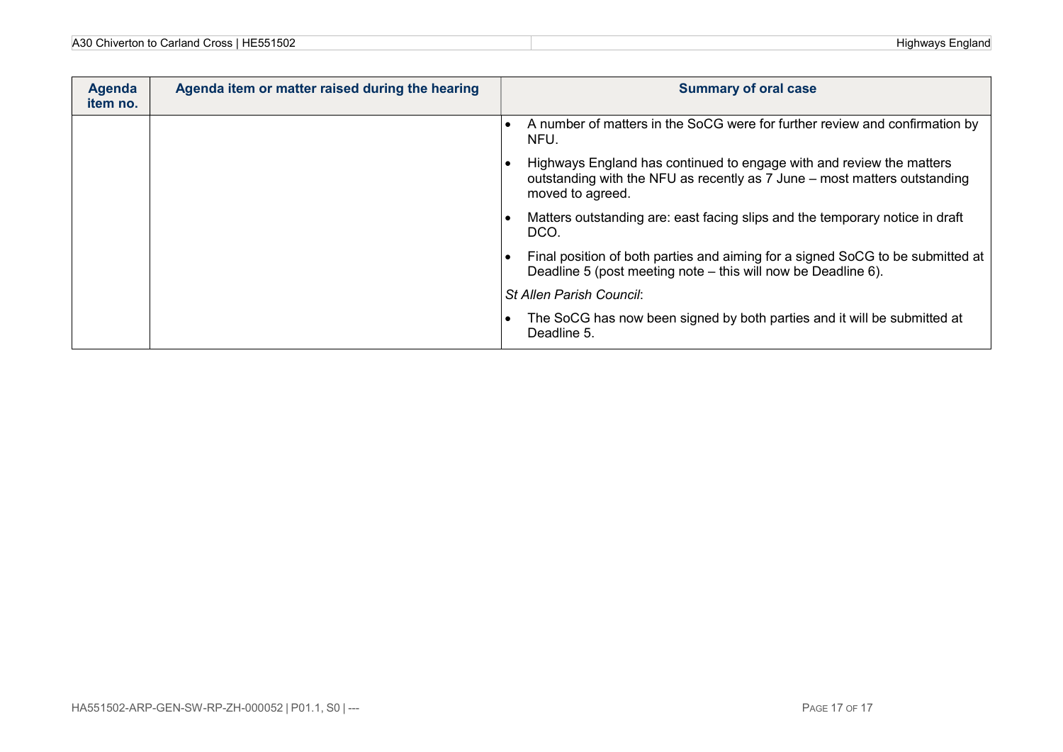| Agenda item no. | Agenda item or matter raised during the hearing | Summary of oral case |
|---|---|---|
| | | • A number of matters in the SoCG were for further review and confirmation by NFU.<br>• Highways England has continued to engage with and review the matters outstanding with the NFU as recently as 7 June – most matters outstanding moved to agreed.<br>• Matters outstanding are: east facing slips and the temporary notice in draft DCO.<br>• Final position of both parties and aiming for a signed SoCG to be submitted at Deadline 5 (post meeting note – this will now be Deadline 6).<br>*St Allen Parish Council*:<br>• The SoCG has now been signed by both parties and it will be submitted at Deadline 5. |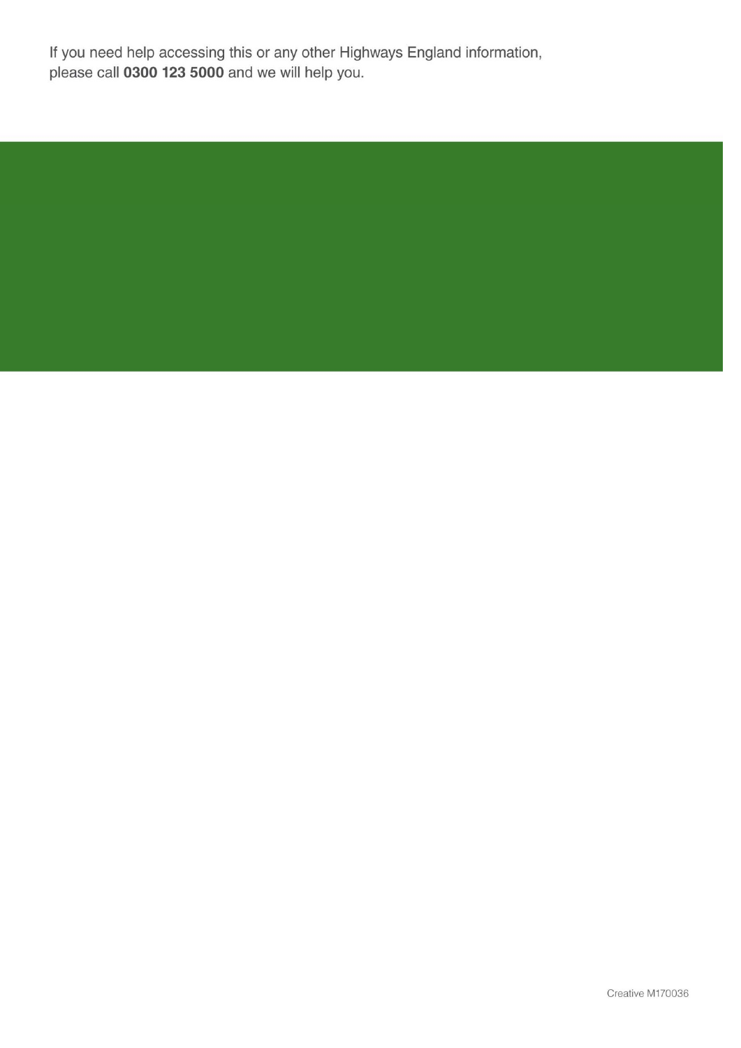If you need help accessing this or any other Highways England information, please call **0300 123 5000** and we will help you.

Creative M170036